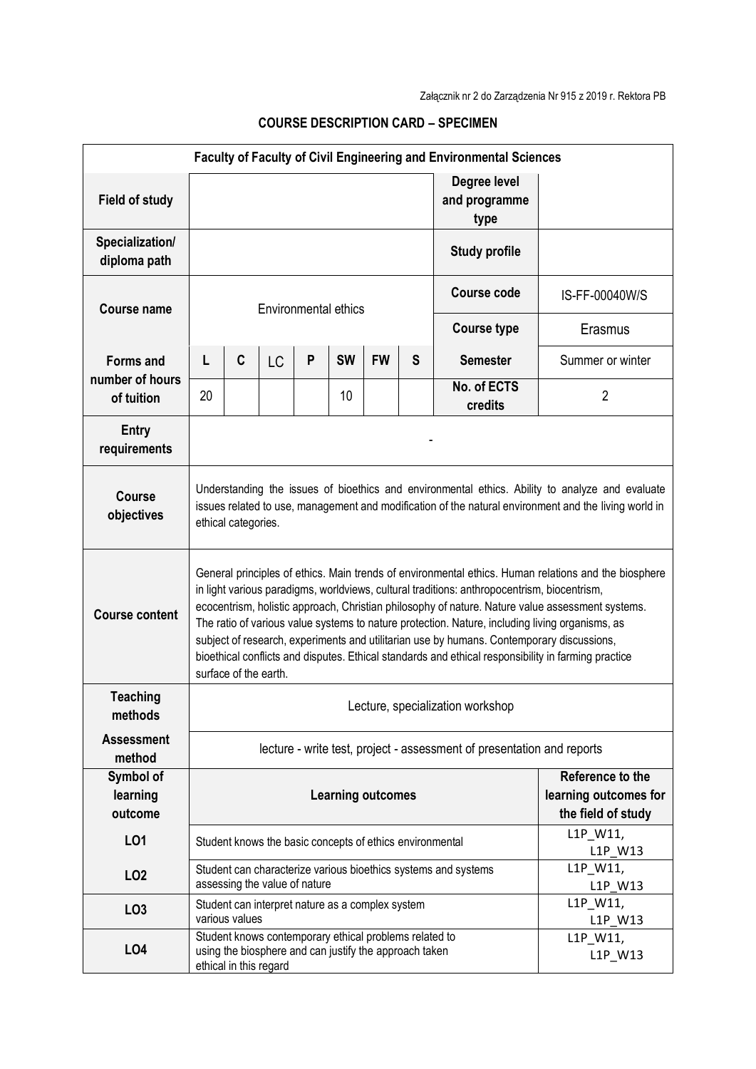Załącznik nr 2 do Zarządzenia Nr 915 z 2019 r. Rektora PB

**COURSE DESCRIPTION CARD – SPECIMEN**

| **Faculty of Faculty of Civil Engineering and Environmental Sciences** | | | | | | | | | |
|---|---|---|---|---|---|---|---|---|---|
| **Field of study** | | | | | | | | **Degree level and programme type** | |
| **Specialization/ diploma path** | | | | | | | | **Study profile** | |
| **Course name** | Environmental ethics | | | | | | | **Course code** | IS-FF-00040W/S |
| | | | | | | | | **Course type** | Erasmus |
| **Forms and number of hours of tuition** | L | C | LC | P | SW | FW | S | **Semester** | Summer or winter |
| | 20 | | | | 10 | | | **No. of ECTS credits** | 2 |
| **Entry requirements** | - | | | | | | | | |
| **Course objectives** | Understanding the issues of bioethics and environmental ethics. Ability to analyze and evaluate issues related to use, management and modification of the natural environment and the living world in ethical categories. | | | | | | | | |
| **Course content** | General principles of ethics. Main trends of environmental ethics. Human relations and the biosphere in light various paradigms, worldviews, cultural traditions: anthropocentrism, biocentrism, ecocentrism, holistic approach, Christian philosophy of nature. Nature value assessment systems. The ratio of various value systems to nature protection. Nature, including living organisms, as subject of research, experiments and utilitarian use by humans. Contemporary discussions, bioethical conflicts and disputes. Ethical standards and ethical responsibility in farming practice surface of the earth. | | | | | | | | |
| **Teaching methods** | Lecture, specialization workshop | | | | | | | | |
| **Assessment method** | lecture - write test, project - assessment of presentation and reports | | | | | | | | |
| **Symbol of learning outcome** | **Learning outcomes** | | | | | | | | **Reference to the learning outcomes for the field of study** |
| **LO1** | Student knows the basic concepts of ethics environmental | | | | | | | | L1P_W11, L1P_W13 |
| **LO2** | Student can characterize various bioethics systems and systems assessing the value of nature | | | | | | | | L1P_W11, L1P_W13 |
| **LO3** | Student can interpret nature as a complex system various values | | | | | | | | L1P_W11, L1P_W13 |
| **LO4** | Student knows contemporary ethical problems related to using the biosphere and can justify the approach taken ethical in this regard | | | | | | | | L1P_W11, L1P_W13 |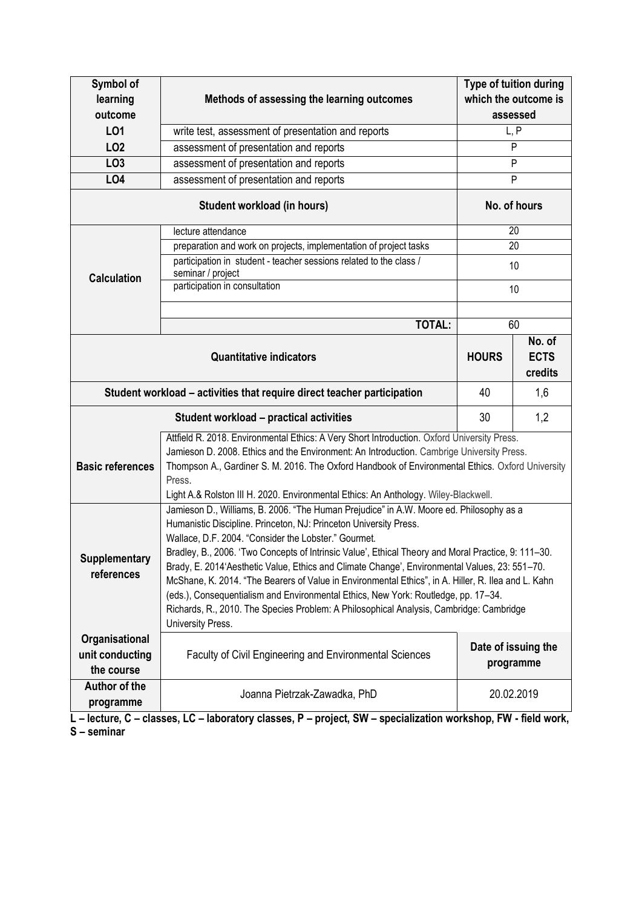| Symbol of learning outcome | Methods of assessing the learning outcomes | Type of tuition during which the outcome is assessed | |
|---|---|---|---|
| **LO1** | write test, assessment of presentation and reports | L, P | |
| **LO2** | assessment of presentation and reports | P | |
| **LO3** | assessment of presentation and reports | P | |
| **LO4** | assessment of presentation and reports | P | |
| **Student workload (in hours)** | | **No. of hours** | |
| **Calculation** | lecture attendance | 20 | |
| | preparation and work on projects, implementation of project tasks | 20 | |
| | participation in student - teacher sessions related to the class / seminar / project | 10 | |
| | participation in consultation | 10 | |
| | | | |
| | **TOTAL:** | 60 | |
| **Quantitative indicators** | | **HOURS** | **No. of ECTS credits** |
| **Student workload – activities that require direct teacher participation** | | 40 | 1,6 |
| **Student workload – practical activities** | | 30 | 1,2 |
| **Basic references** | Attfield R. 2018. Environmental Ethics: A Very Short Introduction. Oxford University Press.<br>Jamieson D. 2008. Ethics and the Environment: An Introduction. Cambrige University Press.<br>Thompson A., Gardiner S. M. 2016. The Oxford Handbook of Environmental Ethics. Oxford University Press.<br>Light A.& Rolston III H. 2020. Environmental Ethics: An Anthology. Wiley-Blackwell. | | |
| **Supplementary references** | Jamieson D., Williams, B. 2006. "The Human Prejudice" in A.W. Moore ed. Philosophy as a Humanistic Discipline. Princeton, NJ: Princeton University Press.<br>Wallace, D.F. 2004. "Consider the Lobster." Gourmet.<br>Bradley, B., 2006. 'Two Concepts of Intrinsic Value', Ethical Theory and Moral Practice, 9: 111–30.<br>Brady, E. 2014'Aesthetic Value, Ethics and Climate Change', Environmental Values, 23: 551–70.<br>McShane, K. 2014. "The Bearers of Value in Environmental Ethics", in A. Hiller, R. Ilea and L. Kahn (eds.), Consequentialism and Environmental Ethics, New York: Routledge, pp. 17–34.<br>Richards, R., 2010. The Species Problem: A Philosophical Analysis, Cambridge: Cambridge University Press. | | |
| **Organisational unit conducting the course** | Faculty of Civil Engineering and Environmental Sciences | **Date of issuing the programme** | |
| **Author of the programme** | Joanna Pietrzak-Zawadka, PhD | 20.02.2019 | |

**L – lecture, C – classes, LC – laboratory classes, P – project, SW – specialization workshop, FW - field work, S – seminar**